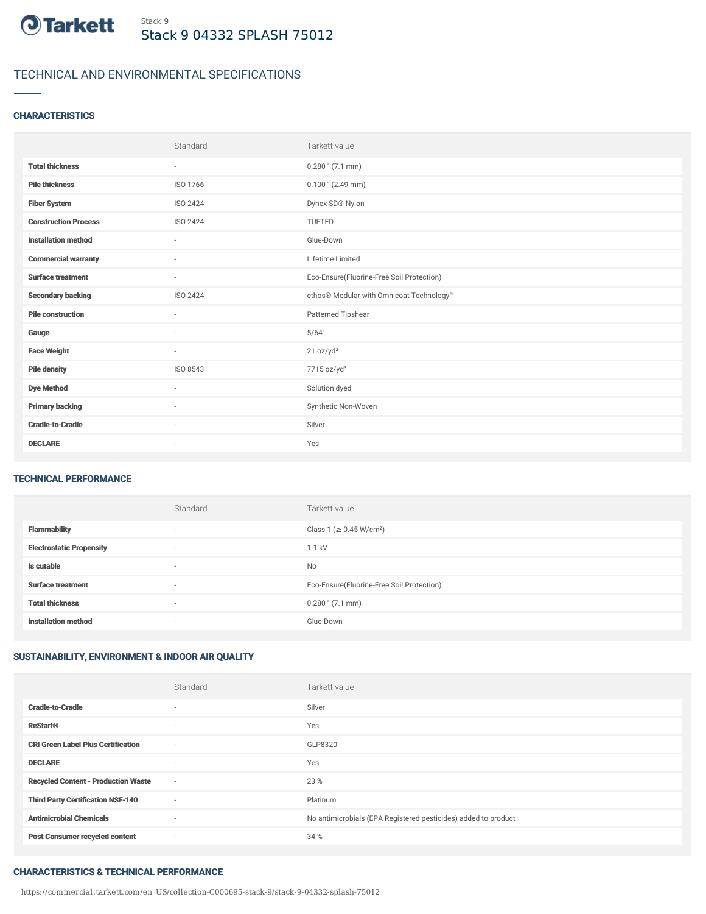Stack 9

# Stack 9 04332 SPLASH 75012

## TECHNICAL AND ENVIRONMENTAL SPECIFICATIONS

### CHARACTERISTICS

| | Standard | Tarkett value |
|---|---|---|
| **Total thickness** | - | 0.280 " (7.1 mm) |
| **Pile thickness** | ISO 1766 | 0.100 " (2.49 mm) |
| **Fiber System** | ISO 2424 | Dynex SD® Nylon |
| **Construction Process** | ISO 2424 | TUFTED |
| **Installation method** | - | Glue-Down |
| **Commercial warranty** | - | Lifetime Limited |
| **Surface treatment** | - | Eco-Ensure(Fluorine-Free Soil Protection) |
| **Secondary backing** | ISO 2424 | ethos® Modular with Omnicoat Technology™ |
| **Pile construction** | - | Patterned Tipshear |
| **Gauge** | - | 5/64" |
| **Face Weight** | - | 21 oz/yd² |
| **Pile density** | ISO 8543 | 7715 oz/yd³ |
| **Dye Method** | - | Solution dyed |
| **Primary backing** | - | Synthetic Non-Woven |
| **Cradle-to-Cradle** | - | Silver |
| **DECLARE** | - | Yes |

### TECHNICAL PERFORMANCE

| | Standard | Tarkett value |
|---|---|---|
| **Flammability** | - | Class 1 (≥ 0.45 W/cm²) |
| **Electrostatic Propensity** | - | 1.1 kV |
| **Is cutable** | - | No |
| **Surface treatment** | - | Eco-Ensure(Fluorine-Free Soil Protection) |
| **Total thickness** | - | 0.280 " (7.1 mm) |
| **Installation method** | - | Glue-Down |

### SUSTAINABILITY, ENVIRONMENT & INDOOR AIR QUALITY

| | Standard | Tarkett value |
|---|---|---|
| **Cradle-to-Cradle** | - | Silver |
| **ReStart®** | - | Yes |
| **CRI Green Label Plus Certification** | - | GLP8320 |
| **DECLARE** | - | Yes |
| **Recycled Content - Production Waste** | - | 23 % |
| **Third Party Certification NSF-140** | - | Platinum |
| **Antimicrobial Chemicals** | - | No antimicrobials (EPA Registered pesticides) added to product |
| **Post Consumer recycled content** | - | 34 % |

### CHARACTERISTICS & TECHNICAL PERFORMANCE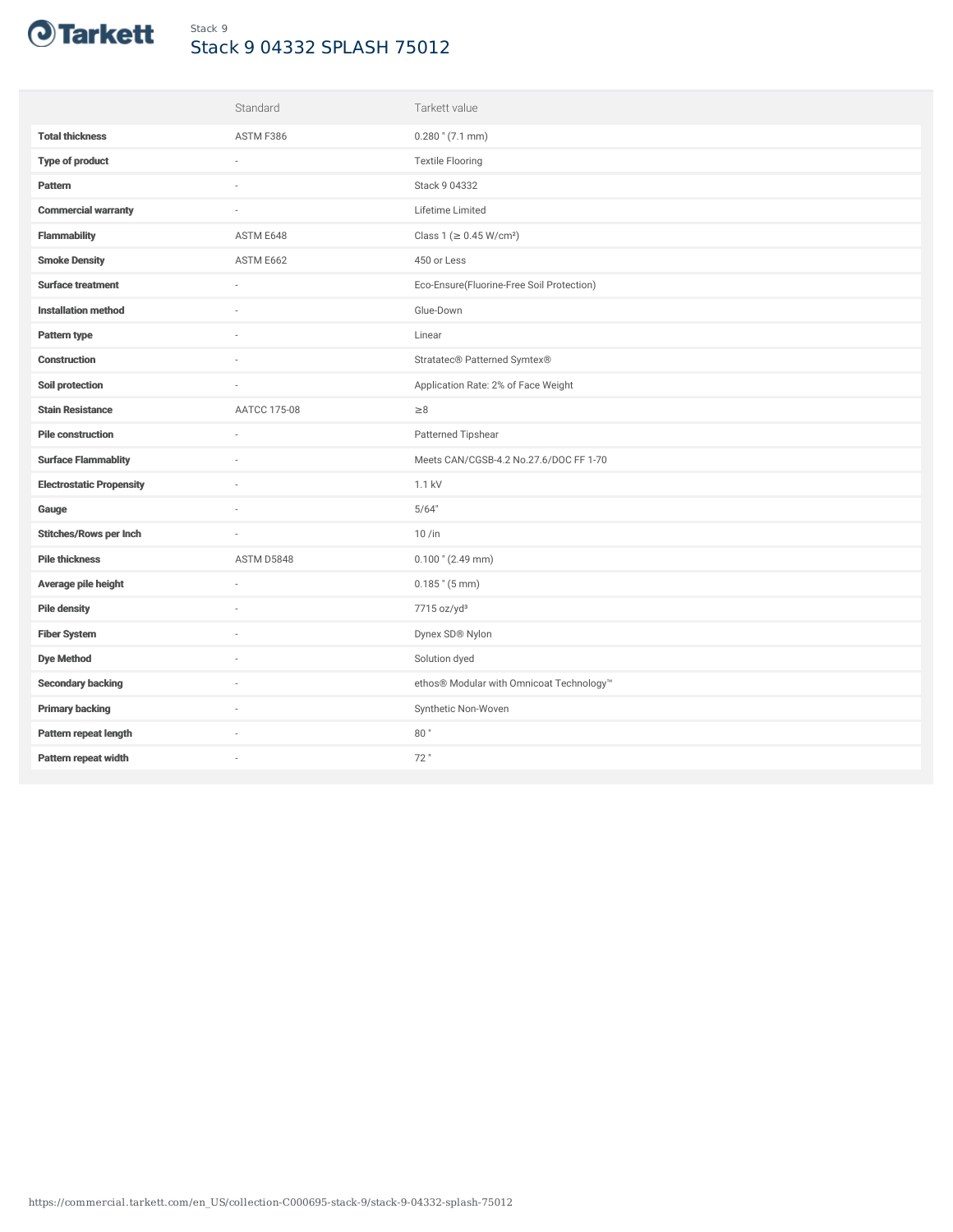Stack 9

# Stack 9 04332 SPLASH 75012

| | Standard | Tarkett value |
|---|---|---|
| **Total thickness** | ASTM F386 | 0.280 " (7.1 mm) |
| **Type of product** | - | Textile Flooring |
| **Pattern** | - | Stack 9 04332 |
| **Commercial warranty** | - | Lifetime Limited |
| **Flammability** | ASTM E648 | Class 1 (≥ 0.45 W/cm²) |
| **Smoke Density** | ASTM E662 | 450 or Less |
| **Surface treatment** | - | Eco-Ensure(Fluorine-Free Soil Protection) |
| **Installation method** | - | Glue-Down |
| **Pattern type** | - | Linear |
| **Construction** | - | Stratatec® Patterned Symtex® |
| **Soil protection** | - | Application Rate: 2% of Face Weight |
| **Stain Resistance** | AATCC 175-08 | ≥8 |
| **Pile construction** | - | Patterned Tipshear |
| **Surface Flammablity** | - | Meets CAN/CGSB-4.2 No.27.6/DOC FF 1-70 |
| **Electrostatic Propensity** | - | 1.1 kV |
| **Gauge** | - | 5/64" |
| **Stitches/Rows per Inch** | - | 10 /in |
| **Pile thickness** | ASTM D5848 | 0.100 " (2.49 mm) |
| **Average pile height** | - | 0.185 " (5 mm) |
| **Pile density** | - | 7715 oz/yd³ |
| **Fiber System** | - | Dynex SD® Nylon |
| **Dye Method** | - | Solution dyed |
| **Secondary backing** | - | ethos® Modular with Omnicoat Technology™ |
| **Primary backing** | - | Synthetic Non-Woven |
| **Pattern repeat length** | - | 80 " |
| **Pattern repeat width** | - | 72 " |

https://commercial.tarkett.com/en_US/collection-C000695-stack-9/stack-9-04332-splash-75012